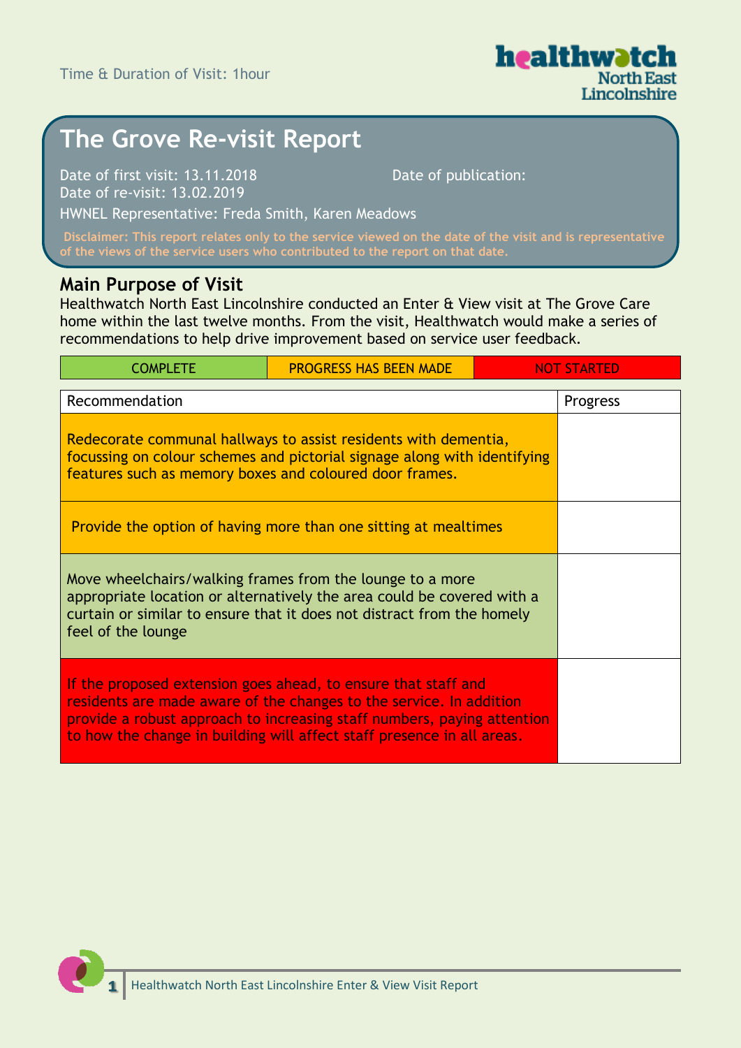Time & Duration of Visit: 1hour

# The Grove Re-visit Report

Date of first visit: 13.11.2018
Date of re-visit: 13.02.2019

Date of publication:

HWNEL Representative: Freda Smith, Karen Meadows

**Disclaimer: This report relates only to the service viewed on the date of the visit and is representative of the views of the service users who contributed to the report on that date.**

## Main Purpose of Visit

Healthwatch North East Lincolnshire conducted an Enter & View visit at The Grove Care home within the last twelve months. From the visit, Healthwatch would make a series of recommendations to help drive improvement based on service user feedback.

| COMPLETE | PROGRESS HAS BEEN MADE | NOT STARTED |
|---|---|---|

| Recommendation | Progress |
|---|---|
| Redecorate communal hallways to assist residents with dementia, focussing on colour schemes and pictorial signage along with identifying features such as memory boxes and coloured door frames. | |
| Provide the option of having more than one sitting at mealtimes | |
| Move wheelchairs/walking frames from the lounge to a more appropriate location or alternatively the area could be covered with a curtain or similar to ensure that it does not distract from the homely feel of the lounge | |
| If the proposed extension goes ahead, to ensure that staff and residents are made aware of the changes to the service. In addition provide a robust approach to increasing staff numbers, paying attention to how the change in building will affect staff presence in all areas. | |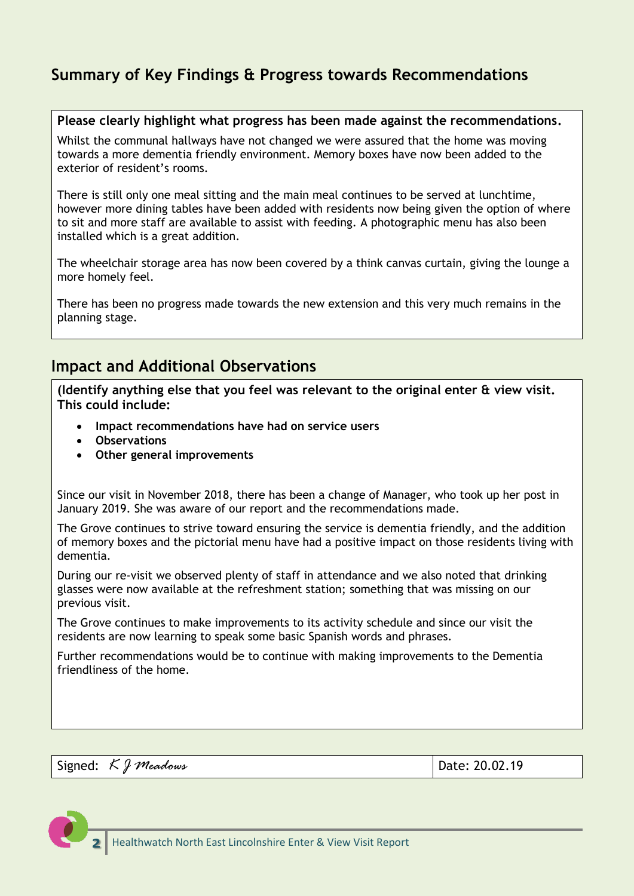## Summary of Key Findings & Progress towards Recommendations

**Please clearly highlight what progress has been made against the recommendations.**

Whilst the communal hallways have not changed we were assured that the home was moving towards a more dementia friendly environment. Memory boxes have now been added to the exterior of resident's rooms.

There is still only one meal sitting and the main meal continues to be served at lunchtime, however more dining tables have been added with residents now being given the option of where to sit and more staff are available to assist with feeding. A photographic menu has also been installed which is a great addition.

The wheelchair storage area has now been covered by a think canvas curtain, giving the lounge a more homely feel.

There has been no progress made towards the new extension and this very much remains in the planning stage.

## Impact and Additional Observations

**(Identify anything else that you feel was relevant to the original enter & view visit. This could include:**

- **Impact recommendations have had on service users**
- **Observations**
- **Other general improvements**

Since our visit in November 2018, there has been a change of Manager, who took up her post in January 2019. She was aware of our report and the recommendations made.

The Grove continues to strive toward ensuring the service is dementia friendly, and the addition of memory boxes and the pictorial menu have had a positive impact on those residents living with dementia.

During our re-visit we observed plenty of staff in attendance and we also noted that drinking glasses were now available at the refreshment station; something that was missing on our previous visit.

The Grove continues to make improvements to its activity schedule and since our visit the residents are now learning to speak some basic Spanish words and phrases.

Further recommendations would be to continue with making improvements to the Dementia friendliness of the home.

| | |
|---|---|
| Signed: *K J Meadows* | Date: 20.02.19 |